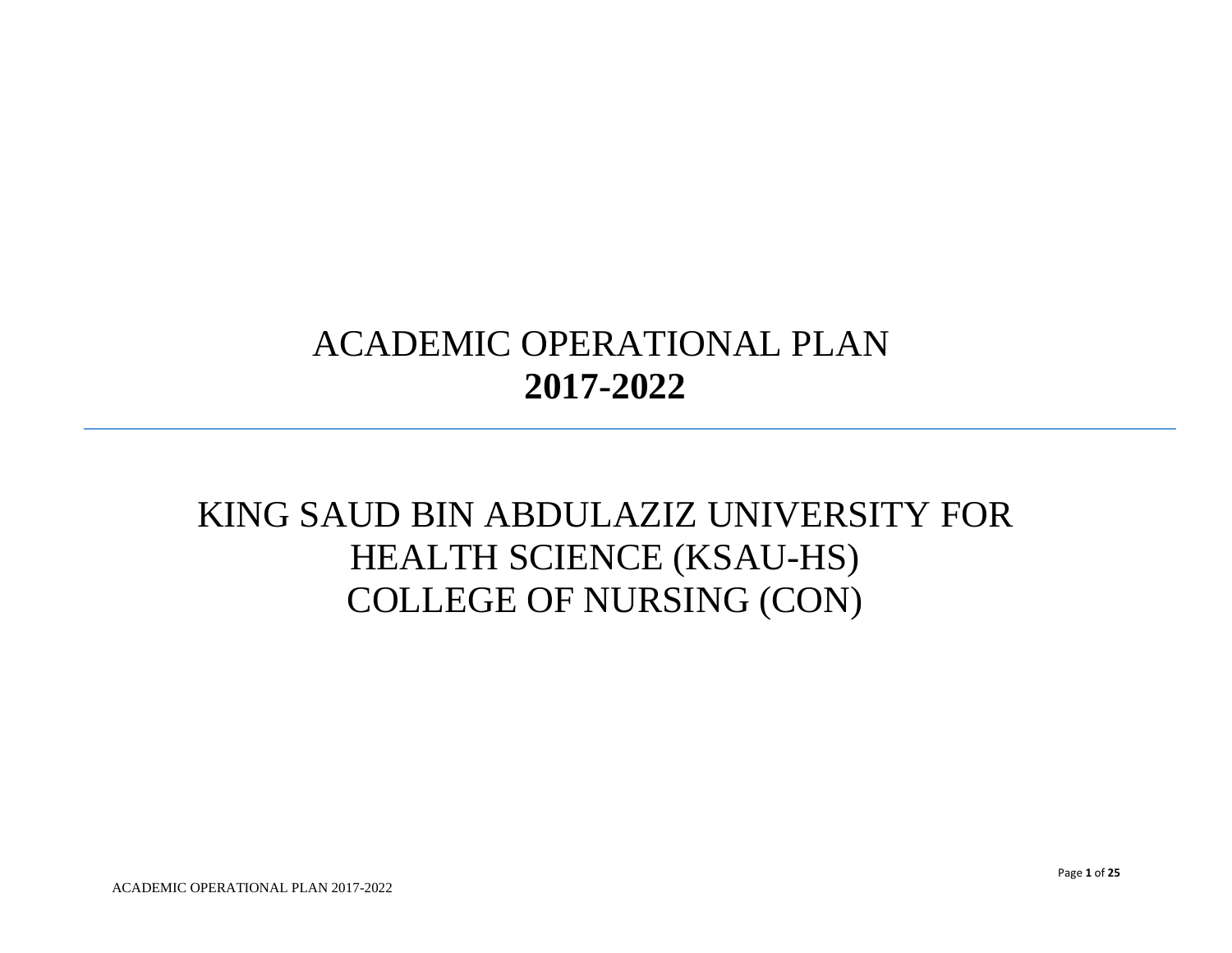# ACADEMIC OPERATIONAL PLAN
# **2017-2022**

---

# KING SAUD BIN ABDULAZIZ UNIVERSITY FOR HEALTH SCIENCE (KSAU-HS)
# COLLEGE OF NURSING (CON)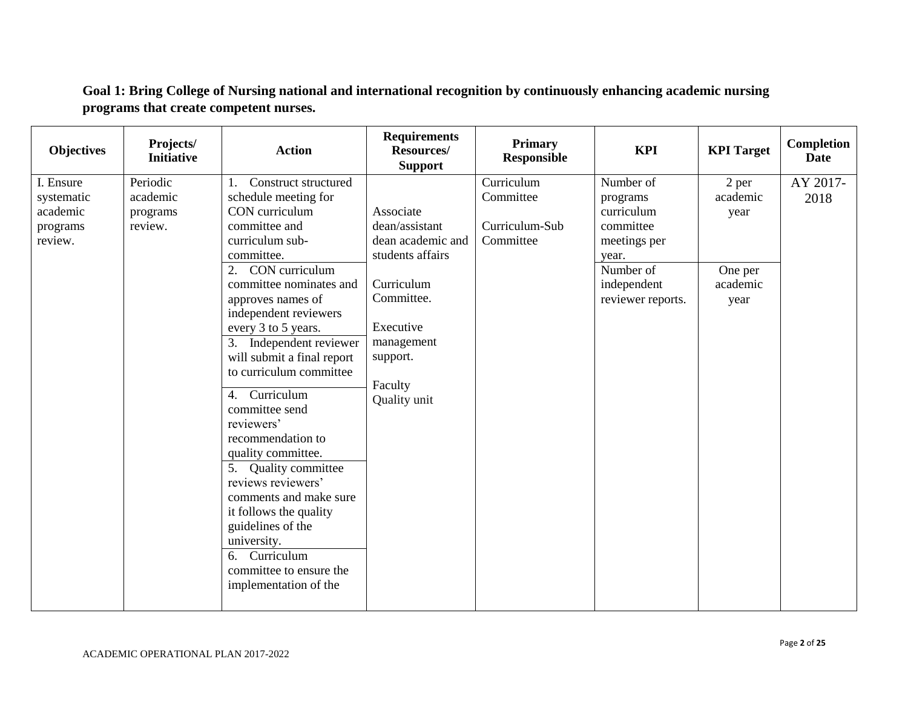**Goal 1: Bring College of Nursing national and international recognition by continuously enhancing academic nursing programs that create competent nurses.**

| Objectives | Projects/ Initiative | Action | Requirements Resources/ Support | Primary Responsible | KPI | KPI Target | Completion Date |
|---|---|---|---|---|---|---|---|
| I. Ensure systematic academic programs review. | Periodic academic programs review. | 1. Construct structured schedule meeting for CON curriculum committee and curriculum sub-committee.<br>2. CON curriculum committee nominates and approves names of independent reviewers every 3 to 5 years.<br>3. Independent reviewer will submit a final report to curriculum committee<br>4. Curriculum committee send reviewers' recommendation to quality committee.<br>5. Quality committee reviews reviewers' comments and make sure it follows the quality guidelines of the university.<br>6. Curriculum committee to ensure the implementation of the | Associate dean/assistant dean academic and students affairs<br><br>Curriculum Committee.<br><br>Executive management support.<br><br>Faculty Quality unit | Curriculum Committee<br><br>Curriculum-Sub Committee | Number of programs curriculum committee meetings per year.<br>Number of independent reviewer reports. | 2 per academic year<br><br>One per academic year | AY 2017-2018 |

ACADEMIC OPERATIONAL PLAN 2017-2022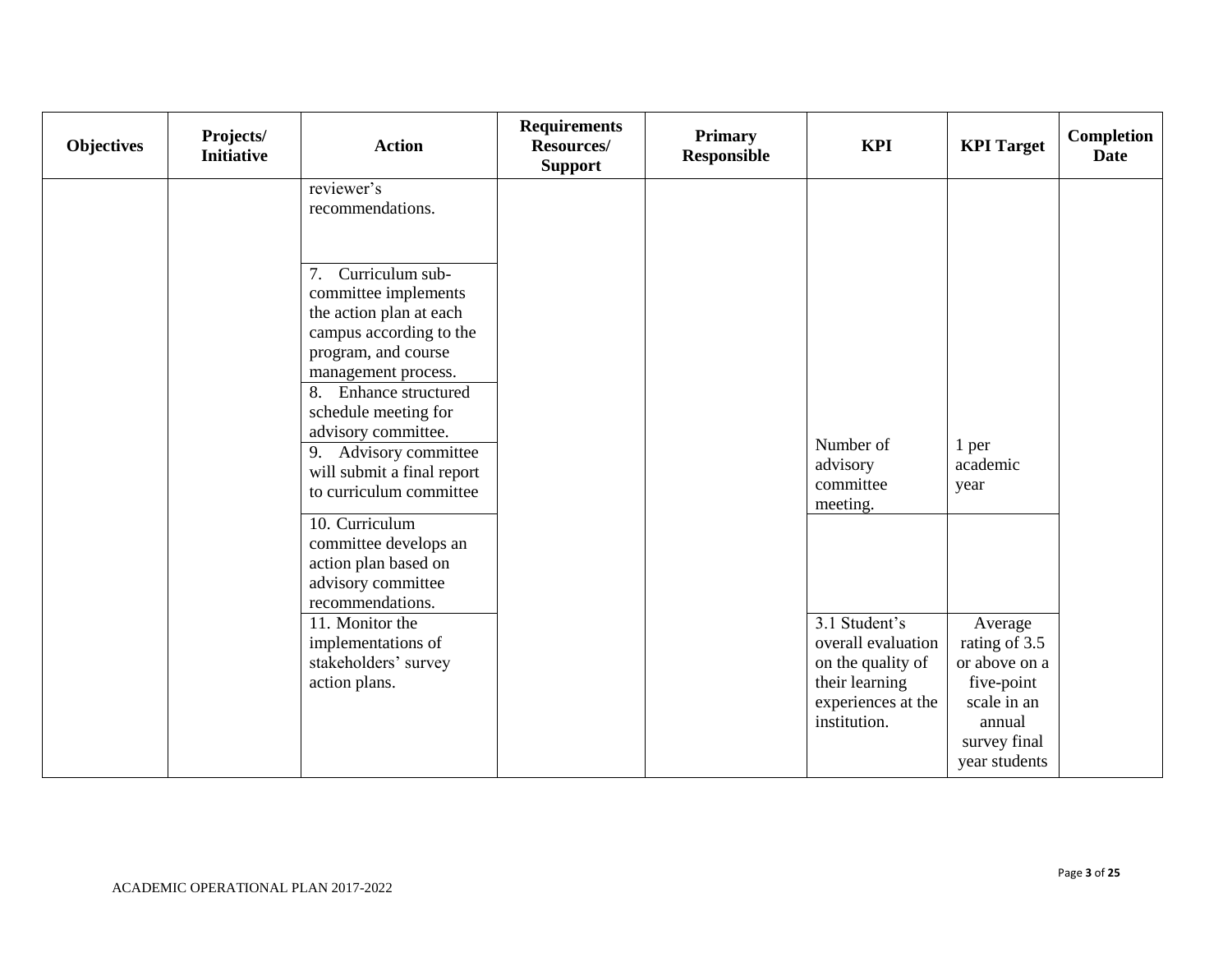| Objectives | Projects/ Initiative | Action | Requirements Resources/ Support | Primary Responsible | KPI | KPI Target | Completion Date |
|---|---|---|---|---|---|---|---|
| | | reviewer's recommendations. | | | | | |
| | | 7. Curriculum sub-committee implements the action plan at each campus according to the program, and course management process. | | | | | |
| | | 8. Enhance structured schedule meeting for advisory committee. | | | Number of advisory committee meeting. | 1 per academic year | |
| | | 9. Advisory committee will submit a final report to curriculum committee | | | | | |
| | | 10. Curriculum committee develops an action plan based on advisory committee recommendations. | | | | | |
| | | 11. Monitor the implementations of stakeholders' survey action plans. | | | 3.1 Student's overall evaluation on the quality of their learning experiences at the institution. | Average rating of 3.5 or above on a five-point scale in an annual survey final year students | |

ACADEMIC OPERATIONAL PLAN 2017-2022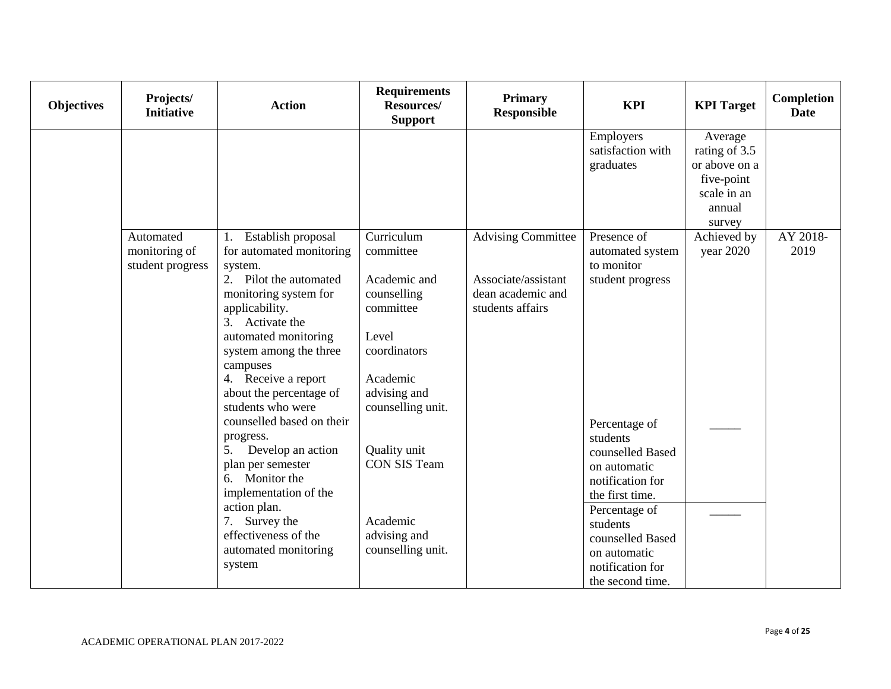| Objectives | Projects/ Initiative | Action | Requirements Resources/ Support | Primary Responsible | KPI | KPI Target | Completion Date |
|---|---|---|---|---|---|---|---|
| | | | | | Employers satisfaction with graduates | Average rating of 3.5 or above on a five-point scale in an annual survey | |
| | Automated monitoring of student progress | 1. Establish proposal for automated monitoring system.<br>2. Pilot the automated monitoring system for applicability.<br>3. Activate the automated monitoring system among the three campuses<br>4. Receive a report about the percentage of students who were counselled based on their progress.<br>5. Develop an action plan per semester<br>6. Monitor the implementation of the action plan.<br>7. Survey the effectiveness of the automated monitoring system | Curriculum committee<br><br>Academic and counselling committee<br><br>Level coordinators<br><br>Academic advising and counselling unit.<br><br>Quality unit<br>CON SIS Team<br><br>Academic advising and counselling unit. | Advising Committee<br><br>Associate/assistant dean academic and students affairs | Presence of automated system to monitor student progress | Achieved by year 2020 | AY 2018-2019 |
| | | | | | Percentage of students counselled Based on automatic notification for the first time. | _____ | |
| | | | | | Percentage of students counselled Based on automatic notification for the second time. | _____ | |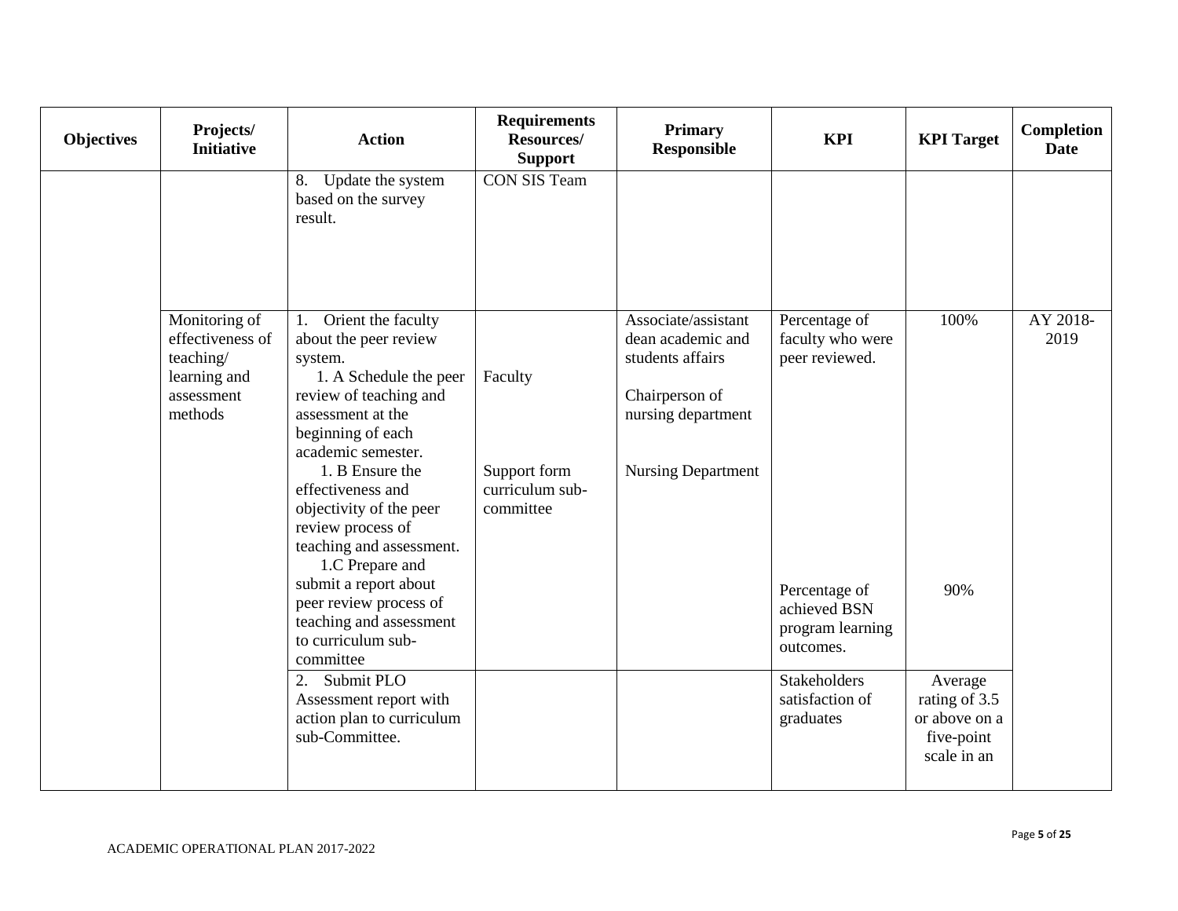| Objectives | Projects/ Initiative | Action | Requirements Resources/ Support | Primary Responsible | KPI | KPI Target | Completion Date |
|---|---|---|---|---|---|---|---|
| | | 8. Update the system based on the survey result. | CON SIS Team | | | | |
| | Monitoring of effectiveness of teaching/ learning and assessment methods | 1. Orient the faculty about the peer review system.<br>1. A Schedule the peer review of teaching and assessment at the beginning of each academic semester.<br>1. B Ensure the effectiveness and objectivity of the peer review process of teaching and assessment.<br>1.C Prepare and submit a report about peer review process of teaching and assessment to curriculum sub-committee | Faculty<br><br>Support form curriculum sub-committee | Associate/assistant dean academic and students affairs<br><br>Chairperson of nursing department<br><br>Nursing Department | Percentage of faculty who were peer reviewed.<br><br>Percentage of achieved BSN program learning outcomes. | 100%<br><br>90% | AY 2018-2019 |
| | | 2. Submit PLO Assessment report with action plan to curriculum sub-Committee. | | | Stakeholders satisfaction of graduates | Average rating of 3.5 or above on a five-point scale in an | |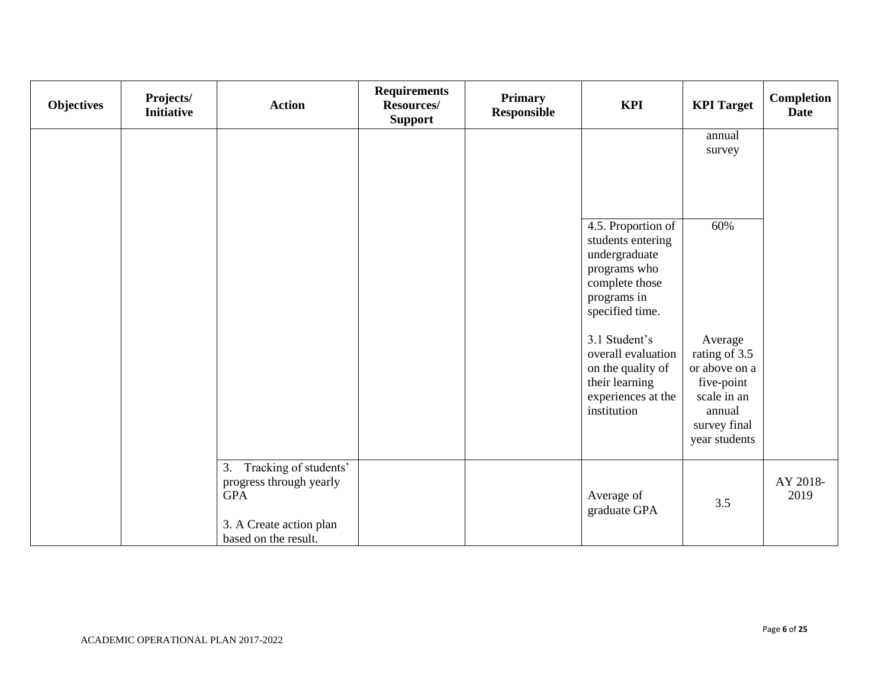| Objectives | Projects/ Initiative | Action | Requirements Resources/ Support | Primary Responsible | KPI | KPI Target | Completion Date |
|---|---|---|---|---|---|---|---|
| | | | | | | annual survey | |
| | | | | | 4.5. Proportion of students entering undergraduate programs who complete those programs in specified time.<br><br>3.1 Student's overall evaluation on the quality of their learning experiences at the institution | 60%<br><br>Average rating of 3.5 or above on a five-point scale in an annual survey final year students | |
| | | 3. Tracking of students' progress through yearly GPA<br><br>3. A Create action plan based on the result. | | | Average of graduate GPA | 3.5 | AY 2018-2019 |

ACADEMIC OPERATIONAL PLAN 2017-2022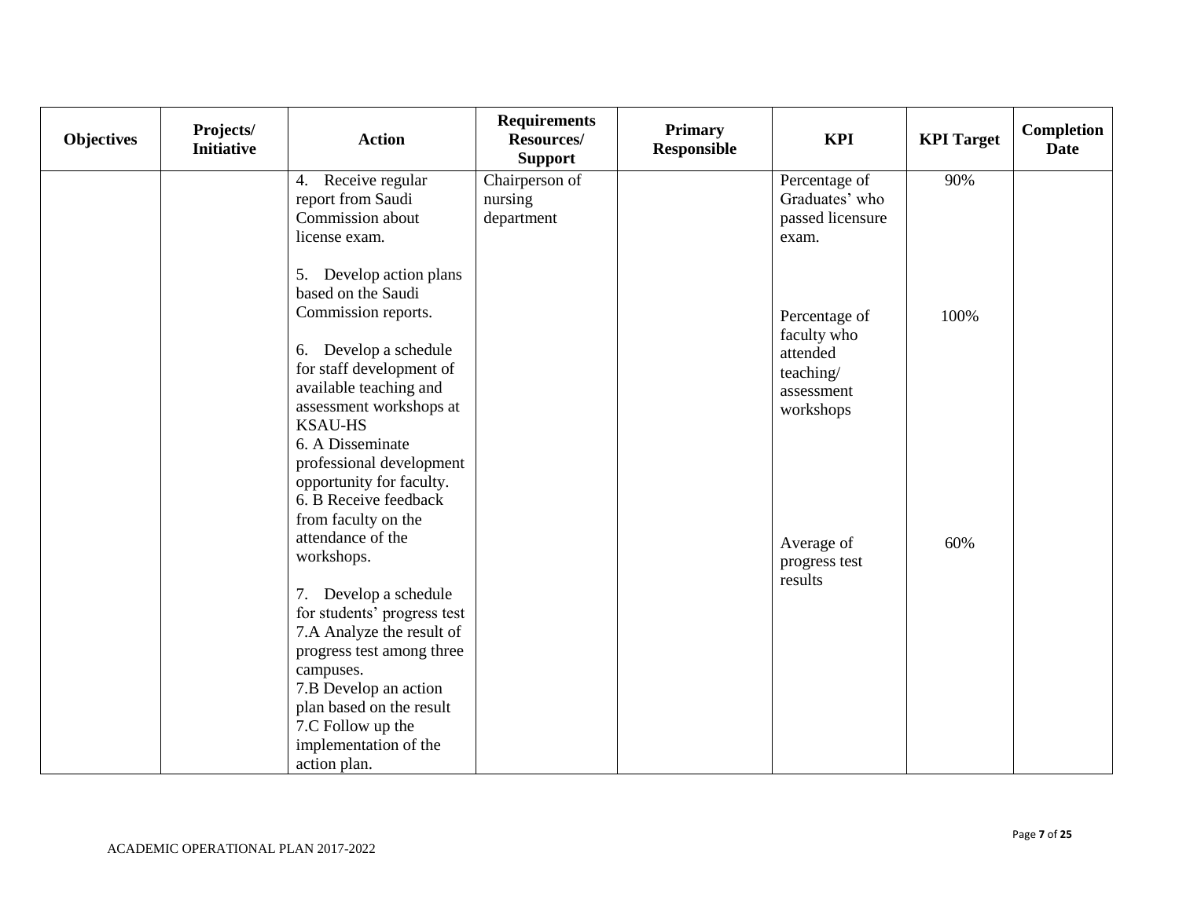| Objectives | Projects/ Initiative | Action | Requirements Resources/ Support | Primary Responsible | KPI | KPI Target | Completion Date |
|---|---|---|---|---|---|---|---|
| | | 4. Receive regular report from Saudi Commission about license exam.<br><br>5. Develop action plans based on the Saudi Commission reports.<br><br>6. Develop a schedule for staff development of available teaching and assessment workshops at KSAU-HS<br>6. A Disseminate professional development opportunity for faculty.<br>6. B Receive feedback from faculty on the attendance of the workshops.<br><br>7. Develop a schedule for students' progress test<br>7.A Analyze the result of progress test among three campuses.<br>7.B Develop an action plan based on the result<br>7.C Follow up the implementation of the action plan. | Chairperson of nursing department | | Percentage of Graduates' who passed licensure exam.<br><br>Percentage of faculty who attended teaching/ assessment workshops<br><br>Average of progress test results | 90%<br><br>100%<br><br>60% | |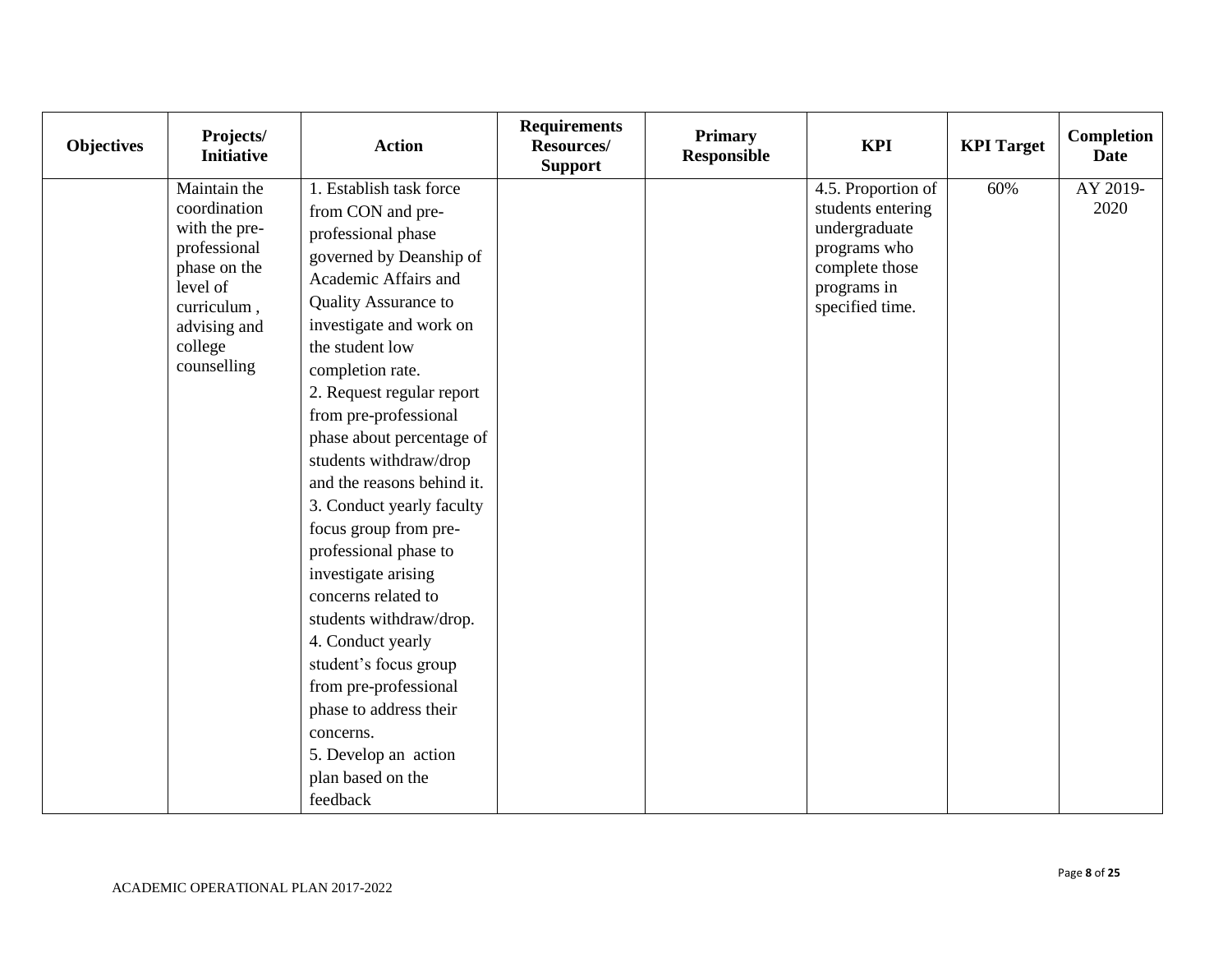| Objectives | Projects/ Initiative | Action | Requirements Resources/ Support | Primary Responsible | KPI | KPI Target | Completion Date |
|---|---|---|---|---|---|---|---|
| | Maintain the coordination with the pre-professional phase on the level of curriculum , advising and college counselling | 1. Establish task force from CON and pre-professional phase governed by Deanship of Academic Affairs and Quality Assurance to investigate and work on the student low completion rate.<br>2. Request regular report from pre-professional phase about percentage of students withdraw/drop and the reasons behind it.<br>3. Conduct yearly faculty focus group from pre-professional phase to investigate arising concerns related to students withdraw/drop.<br>4. Conduct yearly student's focus group from pre-professional phase to address their concerns.<br>5. Develop an action plan based on the feedback | | | 4.5. Proportion of students entering undergraduate programs who complete those programs in specified time. | 60% | AY 2019-2020 |

ACADEMIC OPERATIONAL PLAN 2017-2022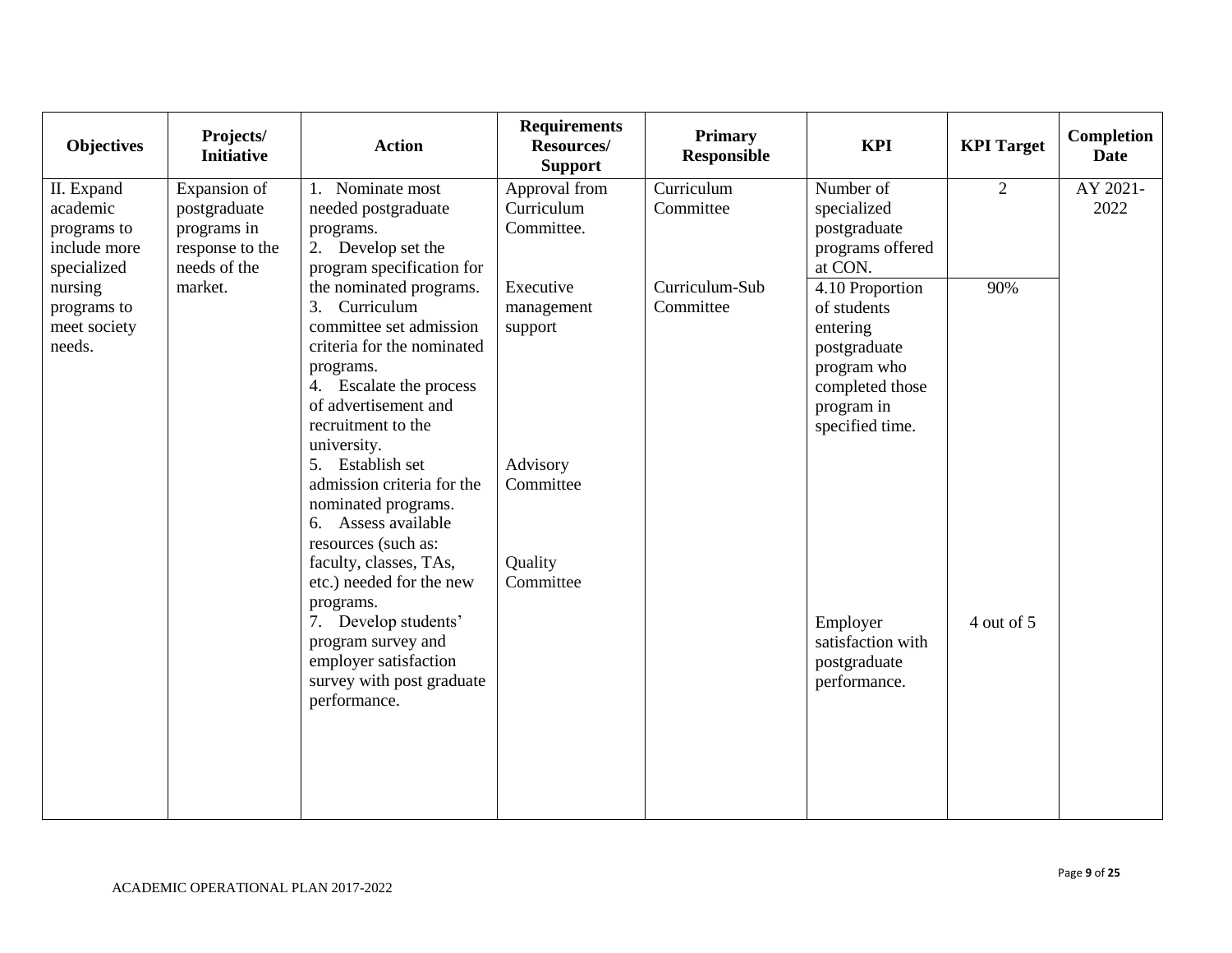| Objectives | Projects/ Initiative | Action | Requirements Resources/ Support | Primary Responsible | KPI | KPI Target | Completion Date |
|---|---|---|---|---|---|---|---|
| II. Expand academic programs to include more specialized nursing programs to meet society needs. | Expansion of postgraduate programs in response to the needs of the market. | 1. Nominate most needed postgraduate programs.<br>2. Develop set the program specification for the nominated programs.<br>3. Curriculum committee set admission criteria for the nominated programs.<br>4. Escalate the process of advertisement and recruitment to the university.<br>5. Establish set admission criteria for the nominated programs.<br>6. Assess available resources (such as: faculty, classes, TAs, etc.) needed for the new programs.<br>7. Develop students' program survey and employer satisfaction survey with post graduate performance. | Approval from Curriculum Committee.<br><br>Executive management support<br><br>Advisory Committee<br><br>Quality Committee | Curriculum Committee<br><br>Curriculum-Sub Committee | Number of specialized postgraduate programs offered at CON. | 2 | AY 2021-2022 |
| | | | | | 4.10 Proportion of students entering postgraduate program who completed those program in specified time. | 90% | |
| | | | | | Employer satisfaction with postgraduate performance. | 4 out of 5 | |

ACADEMIC OPERATIONAL PLAN 2017-2022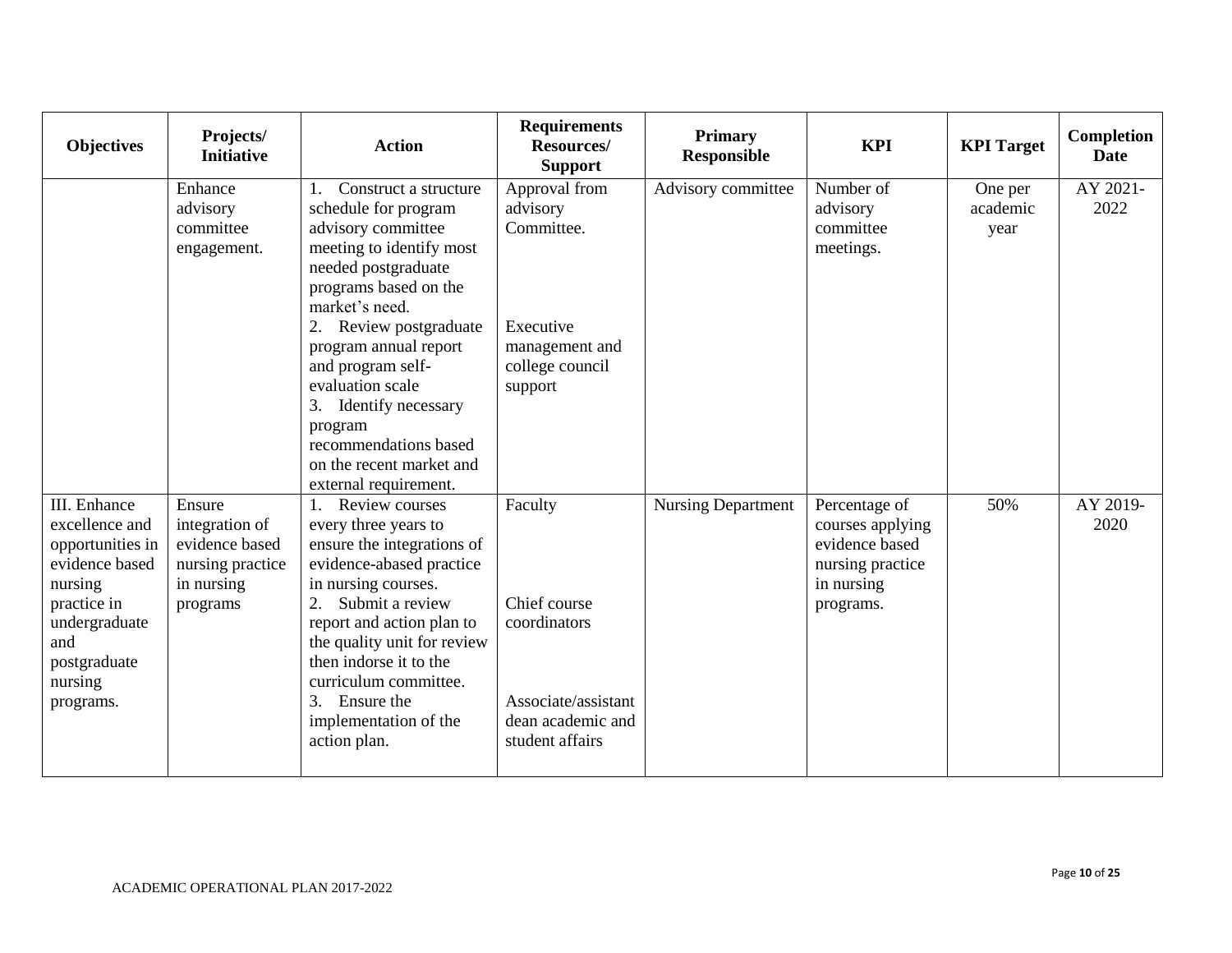| Objectives | Projects/ Initiative | Action | Requirements Resources/ Support | Primary Responsible | KPI | KPI Target | Completion Date |
|---|---|---|---|---|---|---|---|
| | Enhance advisory committee engagement. | 1. Construct a structure schedule for program advisory committee meeting to identify most needed postgraduate programs based on the market's need.<br>2. Review postgraduate program annual report and program self-evaluation scale<br>3. Identify necessary program recommendations based on the recent market and external requirement. | Approval from advisory Committee.<br><br>Executive management and college council support | Advisory committee | Number of advisory committee meetings. | One per academic year | AY 2021-2022 |
| III. Enhance excellence and opportunities in evidence based nursing practice in undergraduate and postgraduate nursing programs. | Ensure integration of evidence based nursing practice in nursing programs | 1. Review courses every three years to ensure the integrations of evidence-abased practice in nursing courses.<br>2. Submit a review report and action plan to the quality unit for review then indorse it to the curriculum committee.<br>3. Ensure the implementation of the action plan. | Faculty<br><br>Chief course coordinators<br><br>Associate/assistant dean academic and student affairs | Nursing Department | Percentage of courses applying evidence based nursing practice in nursing programs. | 50% | AY 2019-2020 |

ACADEMIC OPERATIONAL PLAN 2017-2022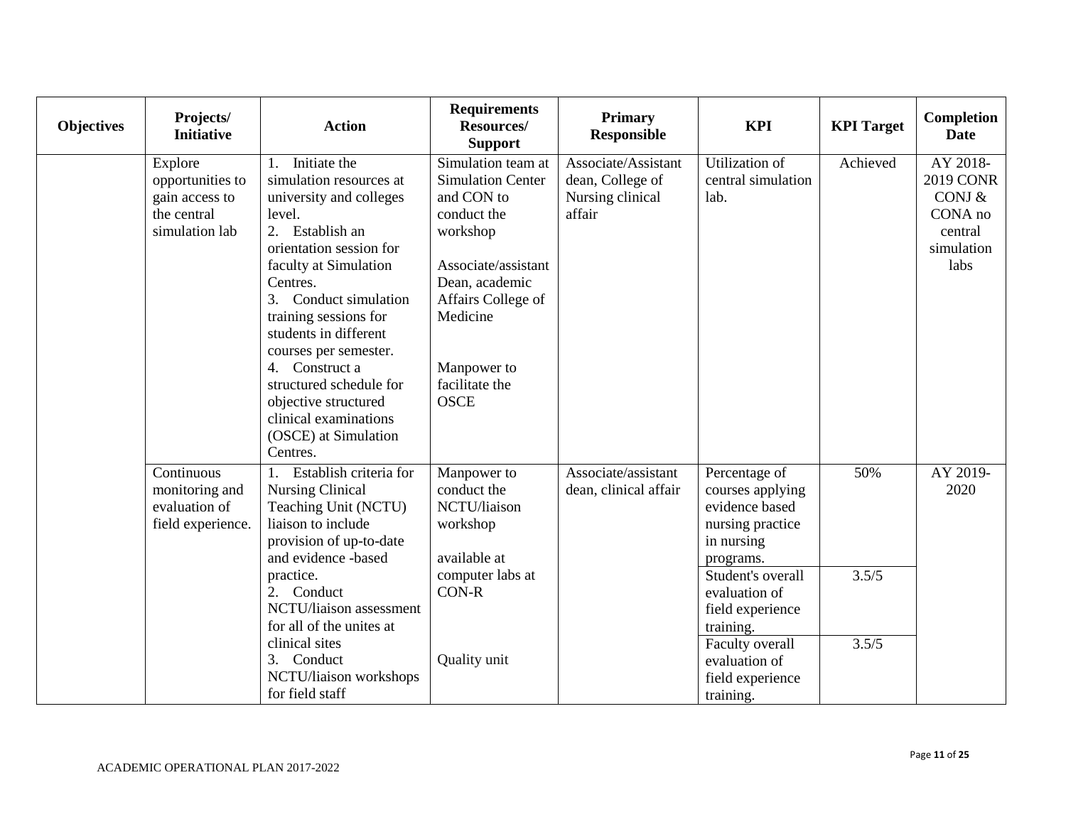| Objectives | Projects/ Initiative | Action | Requirements Resources/ Support | Primary Responsible | KPI | KPI Target | Completion Date |
|---|---|---|---|---|---|---|---|
| | Explore opportunities to gain access to the central simulation lab | 1. Initiate the simulation resources at university and colleges level.<br>2. Establish an orientation session for faculty at Simulation Centres.<br>3. Conduct simulation training sessions for students in different courses per semester.<br>4. Construct a structured schedule for objective structured clinical examinations (OSCE) at Simulation Centres. | Simulation team at Simulation Center and CON to conduct the workshop<br><br>Associate/assistant Dean, academic Affairs College of Medicine<br><br>Manpower to facilitate the OSCE | Associate/Assistant dean, College of Nursing clinical affair | Utilization of central simulation lab. | Achieved | AY 2018-2019 CONR CONJ & CONA no central simulation labs |
| | Continuous monitoring and evaluation of field experience. | 1. Establish criteria for Nursing Clinical Teaching Unit (NCTU) liaison to include provision of up-to-date and evidence -based practice.<br>2. Conduct NCTU/liaison assessment for all of the unites at clinical sites<br>3. Conduct NCTU/liaison workshops for field staff | Manpower to conduct the NCTU/liaison workshop<br><br>available at computer labs at CON-R<br><br>Quality unit | Associate/assistant dean, clinical affair | Percentage of courses applying evidence based nursing practice in nursing programs. | 50% | AY 2019-2020 |
| | | | | | Student's overall evaluation of field experience training. | 3.5/5 | |
| | | | | | Faculty overall evaluation of field experience training. | 3.5/5 | |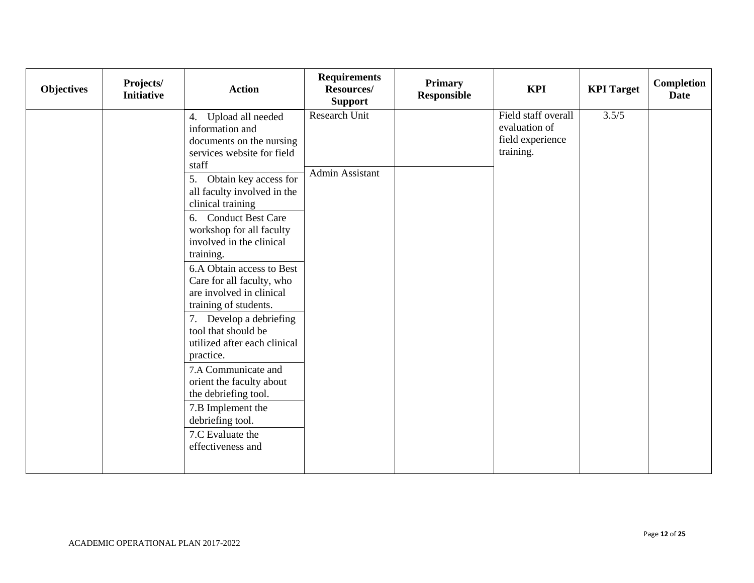| Objectives | Projects/ Initiative | Action | Requirements Resources/ Support | Primary Responsible | KPI | KPI Target | Completion Date |
|---|---|---|---|---|---|---|---|
| | | 4. Upload all needed information and documents on the nursing services website for field staff | Research Unit | | Field staff overall evaluation of field experience training. | 3.5/5 | |
| | | 5. Obtain key access for all faculty involved in the clinical training | Admin Assistant | | | | |
| | | 6. Conduct Best Care workshop for all faculty involved in the clinical training. | | | | | |
| | | 6.A Obtain access to Best Care for all faculty, who are involved in clinical training of students. | | | | | |
| | | 7. Develop a debriefing tool that should be utilized after each clinical practice. | | | | | |
| | | 7.A Communicate and orient the faculty about the debriefing tool. | | | | | |
| | | 7.B Implement the debriefing tool. | | | | | |
| | | 7.C Evaluate the effectiveness and | | | | | |

ACADEMIC OPERATIONAL PLAN 2017-2022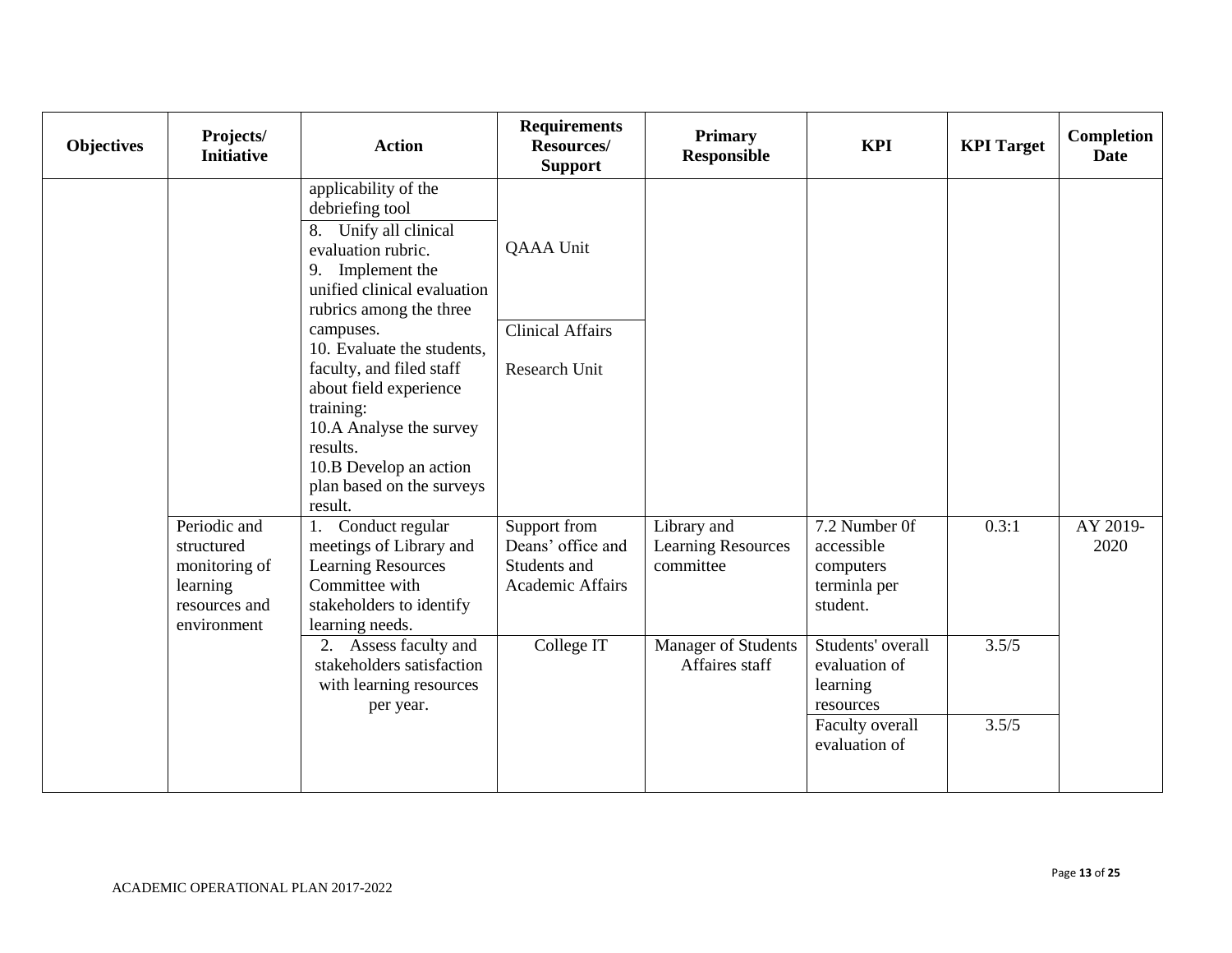| Objectives | Projects/ Initiative | Action | Requirements Resources/ Support | Primary Responsible | KPI | KPI Target | Completion Date |
|---|---|---|---|---|---|---|---|
| | | applicability of the debriefing tool<br>8. Unify all clinical evaluation rubric.<br>9. Implement the unified clinical evaluation rubrics among the three campuses. | QAAA Unit | | | | |
| | | 10. Evaluate the students, faculty, and filed staff about field experience training:<br>10.A Analyse the survey results.<br>10.B Develop an action plan based on the surveys result. | Clinical Affairs<br><br>Research Unit | | | | |
| | Periodic and structured monitoring of learning resources and environment | 1. Conduct regular meetings of Library and Learning Resources Committee with stakeholders to identify learning needs. | Support from Deans' office and Students and Academic Affairs | Library and Learning Resources committee | 7.2 Number 0f accessible computers terminla per student. | 0.3:1 | AY 2019-2020 |
| | | 2. Assess faculty and stakeholders satisfaction with learning resources per year. | College IT | Manager of Students Affaires staff | Students' overall evaluation of learning resources | 3.5/5 | |
| | | | | | Faculty overall evaluation of | 3.5/5 | |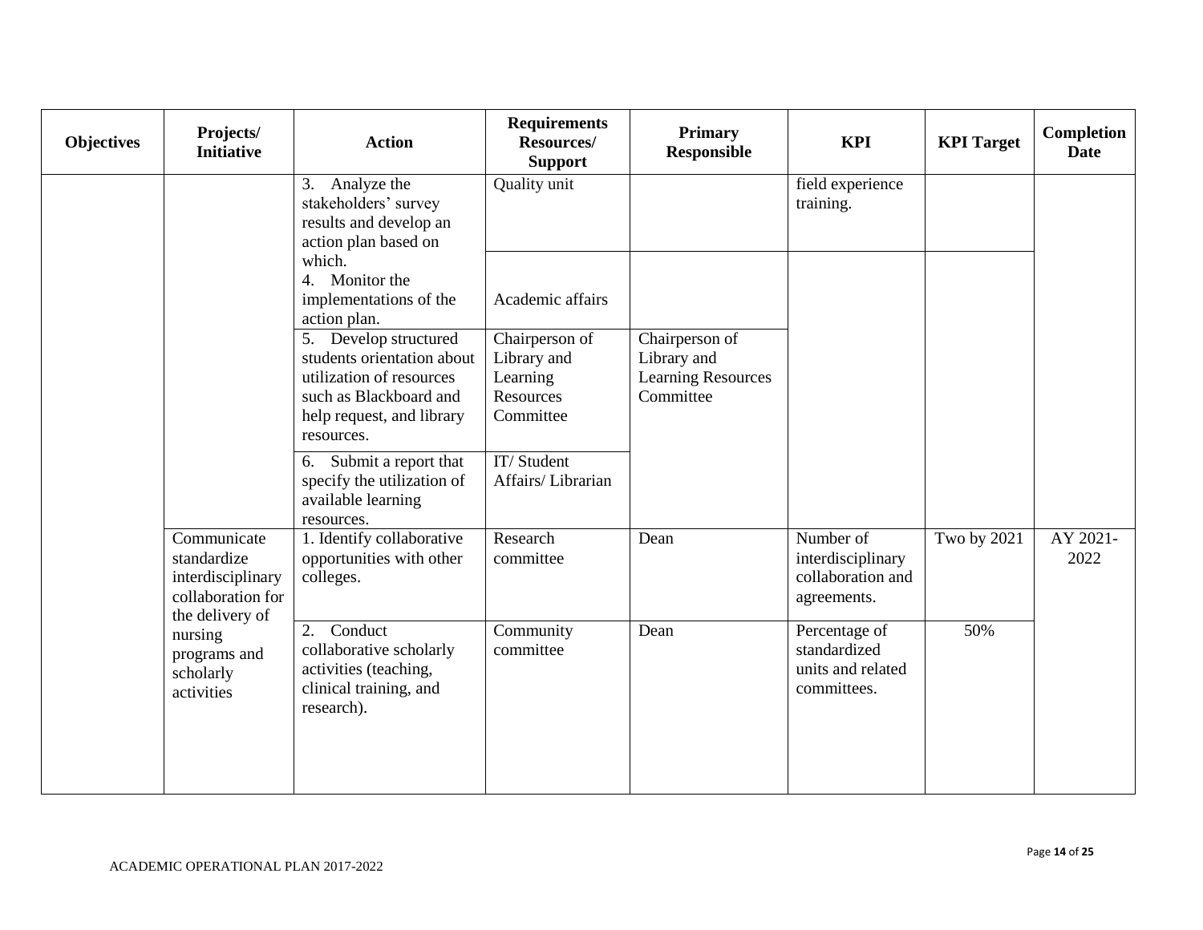| Objectives | Projects/ Initiative | Action | Requirements Resources/ Support | Primary Responsible | KPI | KPI Target | Completion Date |
|---|---|---|---|---|---|---|---|
| | | 3. Analyze the stakeholders' survey results and develop an action plan based on which. | Quality unit | | field experience training. | | |
| | | 4. Monitor the implementations of the action plan. | Academic affairs | | | | |
| | | 5. Develop structured students orientation about utilization of resources such as Blackboard and help request, and library resources. | Chairperson of Library and Learning Resources Committee | Chairperson of Library and Learning Resources Committee | | | |
| | | 6. Submit a report that specify the utilization of available learning resources. | IT/ Student Affairs/ Librarian | | | | |
| | Communicate standardize interdisciplinary collaboration for the delivery of nursing programs and scholarly activities | 1. Identify collaborative opportunities with other colleges. | Research committee | Dean | Number of interdisciplinary collaboration and agreements. | Two by 2021 | AY 2021-2022 |
| | | 2. Conduct collaborative scholarly activities (teaching, clinical training, and research). | Community committee | Dean | Percentage of standardized units and related committees. | 50% | |

ACADEMIC OPERATIONAL PLAN 2017-2022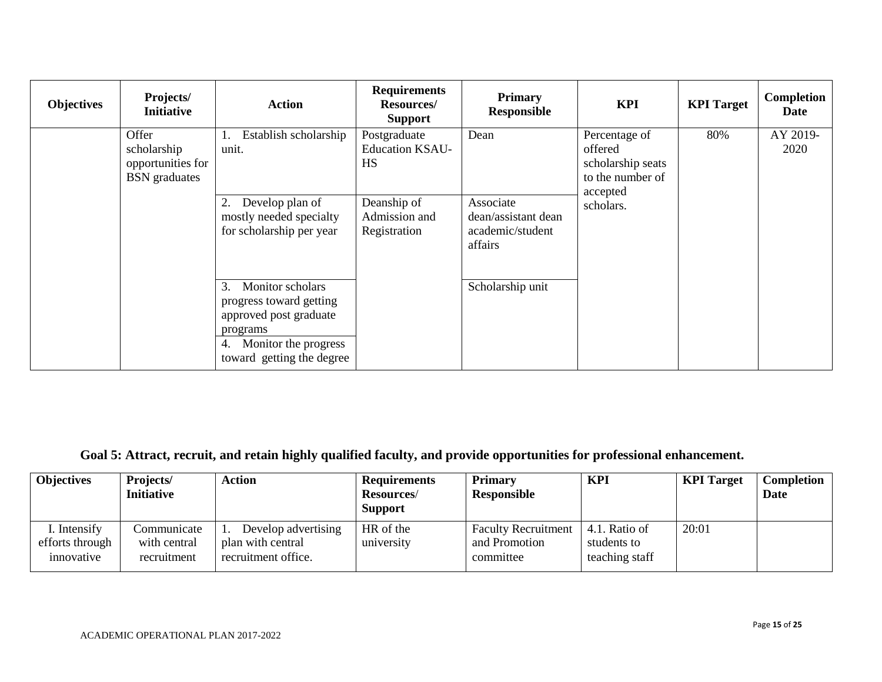| Objectives | Projects/ Initiative | Action | Requirements Resources/ Support | Primary Responsible | KPI | KPI Target | Completion Date |
|---|---|---|---|---|---|---|---|
| | Offer scholarship opportunities for BSN graduates | 1. Establish scholarship unit. | Postgraduate Education KSAU-HS | Dean | Percentage of offered scholarship seats to the number of accepted scholars. | 80% | AY 2019-2020 |
| | | 2. Develop plan of mostly needed specialty for scholarship per year | Deanship of Admission and Registration | Associate dean/assistant dean academic/student affairs | | | |
| | | 3. Monitor scholars progress toward getting approved post graduate programs | | Scholarship unit | | | |
| | | 4. Monitor the progress toward getting the degree | | | | | |

**Goal 5: Attract, recruit, and retain highly qualified faculty, and provide opportunities for professional enhancement.**

| Objectives | Projects/ Initiative | Action | Requirements Resources/ Support | Primary Responsible | KPI | KPI Target | Completion Date |
|---|---|---|---|---|---|---|---|
| I. Intensify efforts through innovative | Communicate with central recruitment | 1. Develop advertising plan with central recruitment office. | HR of the university | Faculty Recruitment and Promotion committee | 4.1. Ratio of students to teaching staff | 20:01 | |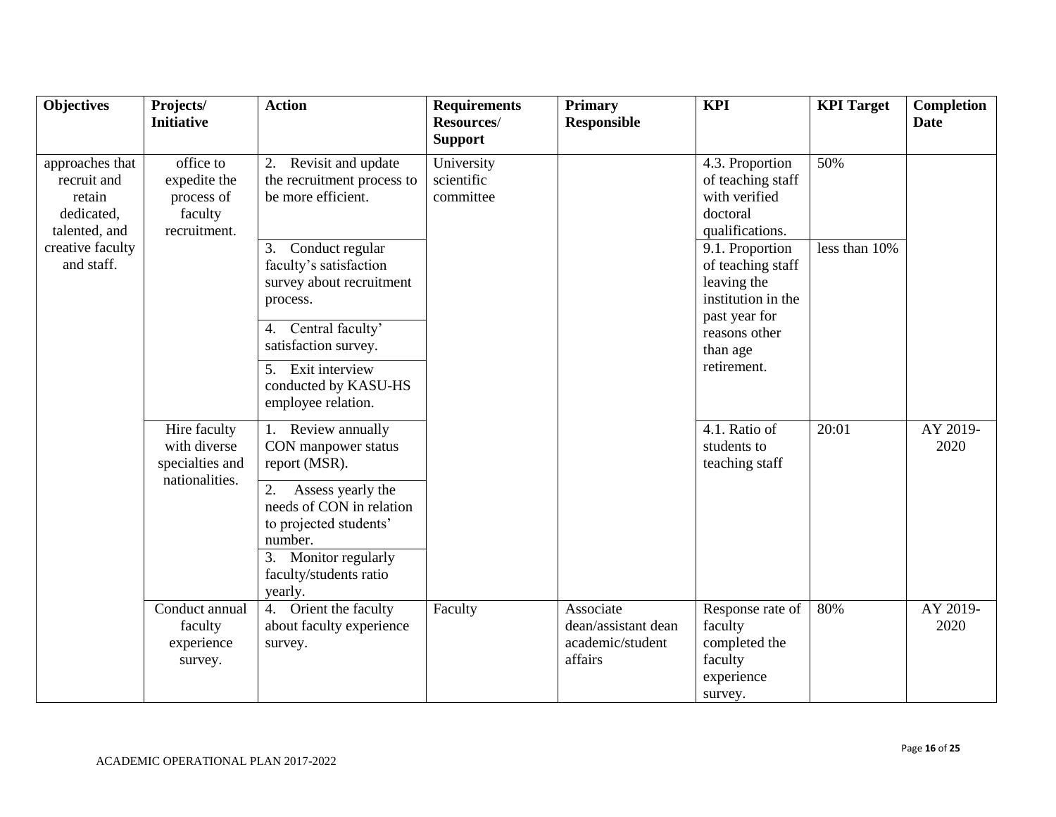| Objectives | Projects/ Initiative | Action | Requirements Resources/ Support | Primary Responsible | KPI | KPI Target | Completion Date |
|---|---|---|---|---|---|---|---|
| approaches that recruit and retain dedicated, talented, and creative faculty and staff. | office to expedite the process of faculty recruitment. | 2. Revisit and update the recruitment process to be more efficient. | University scientific committee | | 4.3. Proportion of teaching staff with verified doctoral qualifications. | 50% | |
| | | 3. Conduct regular faculty's satisfaction survey about recruitment process. | | | 9.1. Proportion of teaching staff leaving the institution in the past year for reasons other than age retirement. | less than 10% | |
| | | 4. Central faculty' satisfaction survey. | | | | | |
| | | 5. Exit interview conducted by KASU-HS employee relation. | | | | | |
| | Hire faculty with diverse specialties and nationalities. | 1. Review annually CON manpower status report (MSR). | | | 4.1. Ratio of students to teaching staff | 20:01 | AY 2019-2020 |
| | | 2. Assess yearly the needs of CON in relation to projected students' number. | | | | | |
| | | 3. Monitor regularly faculty/students ratio yearly. | | | | | |
| | Conduct annual faculty experience survey. | 4. Orient the faculty about faculty experience survey. | Faculty | Associate dean/assistant dean academic/student affairs | Response rate of faculty completed the faculty experience survey. | 80% | AY 2019-2020 |

ACADEMIC OPERATIONAL PLAN 2017-2022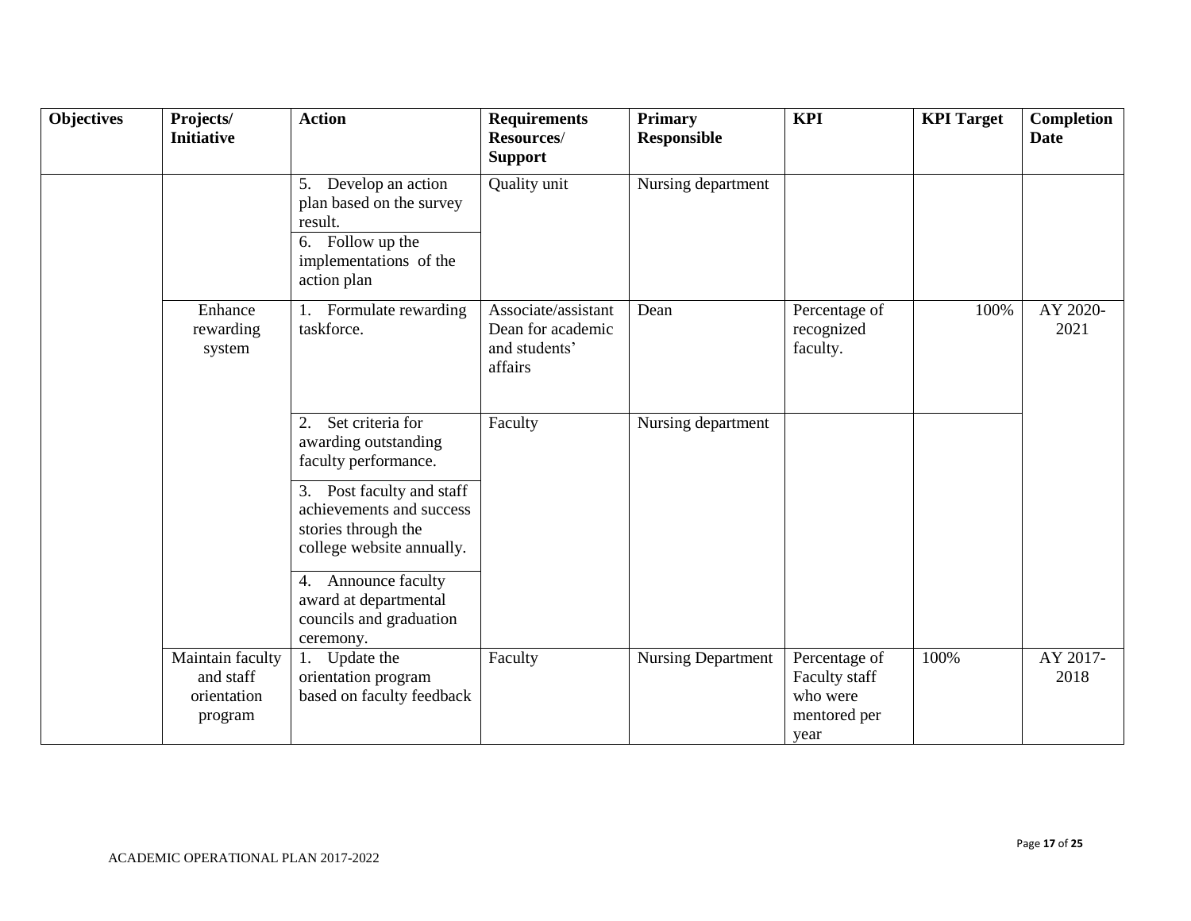| Objectives | Projects/ Initiative | Action | Requirements Resources/ Support | Primary Responsible | KPI | KPI Target | Completion Date |
|---|---|---|---|---|---|---|---|
| | | 5. Develop an action plan based on the survey result. | Quality unit | Nursing department | | | |
| | | 6. Follow up the implementations of the action plan | | | | | |
| | Enhance rewarding system | 1. Formulate rewarding taskforce. | Associate/assistant Dean for academic and students' affairs | Dean | Percentage of recognized faculty. | 100% | AY 2020-2021 |
| | | 2. Set criteria for awarding outstanding faculty performance. | Faculty | Nursing department | | | |
| | | 3. Post faculty and staff achievements and success stories through the college website annually. | | | | | |
| | | 4. Announce faculty award at departmental councils and graduation ceremony. | | | | | |
| | Maintain faculty and staff orientation program | 1. Update the orientation program based on faculty feedback | Faculty | Nursing Department | Percentage of Faculty staff who were mentored per year | 100% | AY 2017-2018 |

ACADEMIC OPERATIONAL PLAN 2017-2022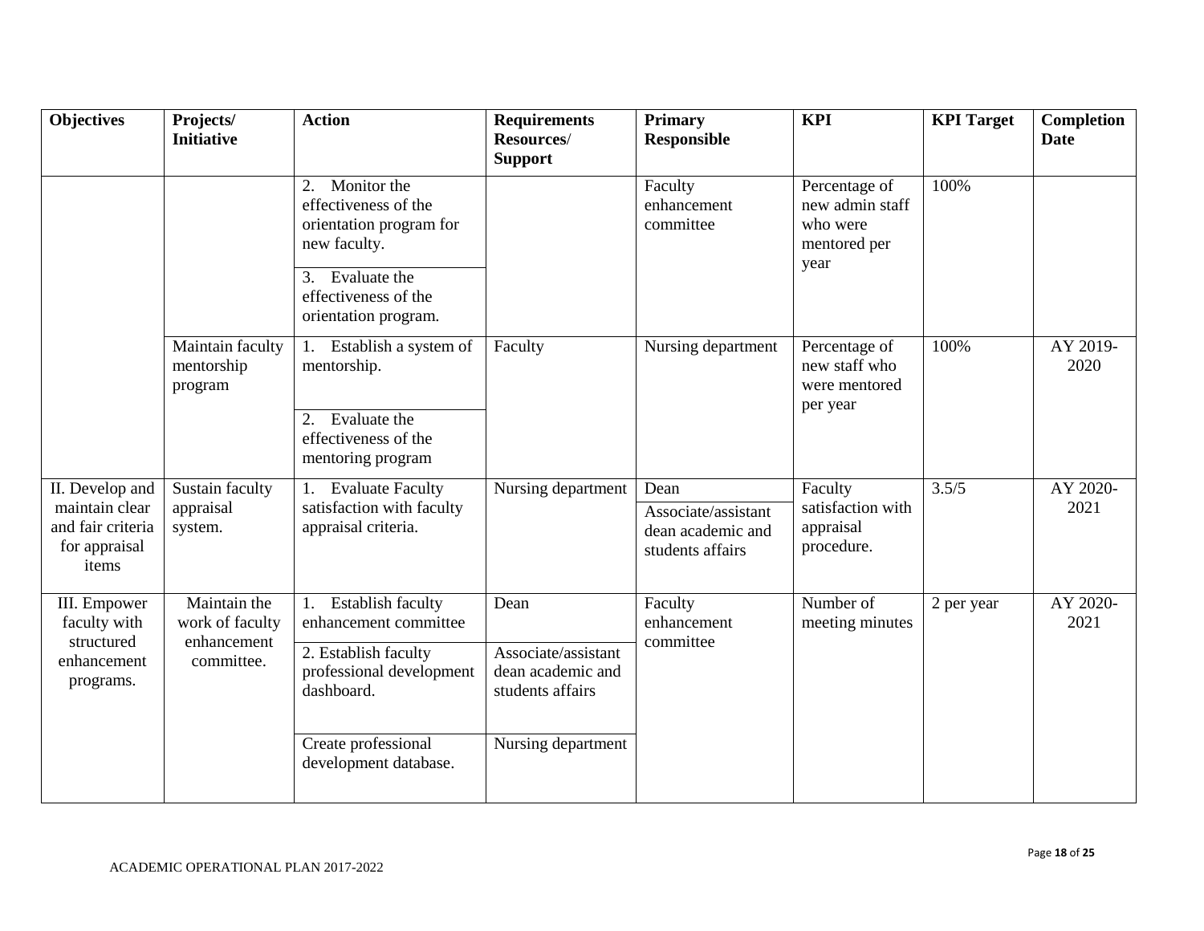| Objectives | Projects/ Initiative | Action | Requirements Resources/ Support | Primary Responsible | KPI | KPI Target | Completion Date |
|---|---|---|---|---|---|---|---|
| | | 2. Monitor the effectiveness of the orientation program for new faculty. | | Faculty enhancement committee | Percentage of new admin staff who were mentored per year | 100% | |
| | | 3. Evaluate the effectiveness of the orientation program. | | | | | |
| | Maintain faculty mentorship program | 1. Establish a system of mentorship. | Faculty | Nursing department | Percentage of new staff who were mentored per year | 100% | AY 2019-2020 |
| | | 2. Evaluate the effectiveness of the mentoring program | | | | | |
| II. Develop and maintain clear and fair criteria for appraisal items | Sustain faculty appraisal system. | 1. Evaluate Faculty satisfaction with faculty appraisal criteria. | Nursing department | Dean | Faculty satisfaction with appraisal procedure. | 3.5/5 | AY 2020-2021 |
| | | | | Associate/assistant dean academic and students affairs | | | |
| III. Empower faculty with structured enhancement programs. | Maintain the work of faculty enhancement committee. | 1. Establish faculty enhancement committee | Dean | Faculty enhancement committee | Number of meeting minutes | 2 per year | AY 2020-2021 |
| | | 2. Establish faculty professional development dashboard. | Associate/assistant dean academic and students affairs | | | | |
| | | Create professional development database. | Nursing department | | | | |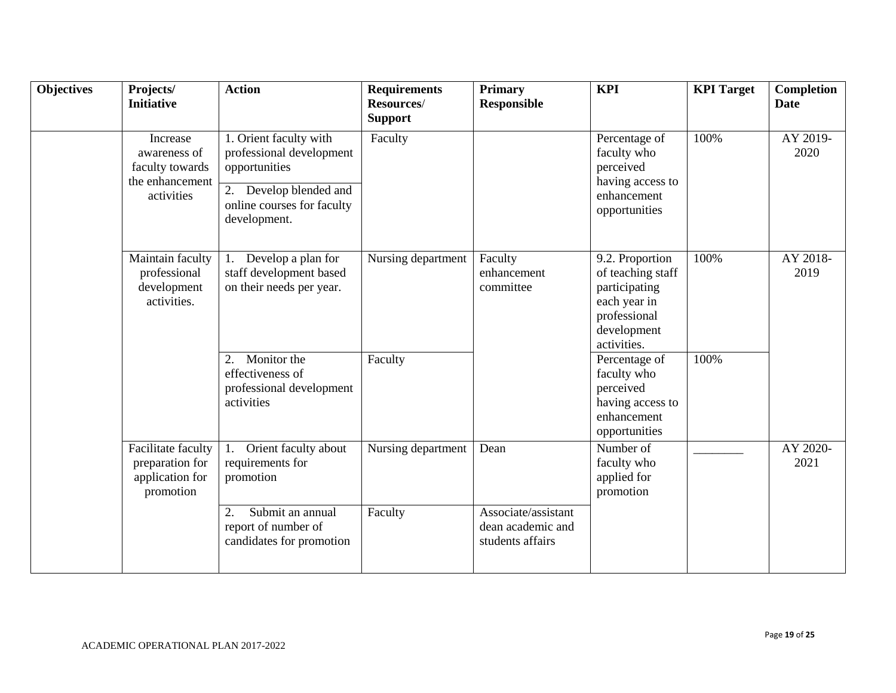| Objectives | Projects/ Initiative | Action | Requirements Resources/ Support | Primary Responsible | KPI | KPI Target | Completion Date |
|---|---|---|---|---|---|---|---|
| | Increase awareness of faculty towards the enhancement activities | 1. Orient faculty with professional development opportunities | Faculty | | Percentage of faculty who perceived having access to enhancement opportunities | 100% | AY 2019-2020 |
| | | 2. Develop blended and online courses for faculty development. | | | | | |
| | Maintain faculty professional development activities. | 1. Develop a plan for staff development based on their needs per year. | Nursing department | Faculty enhancement committee | 9.2. Proportion of teaching staff participating each year in professional development activities. | 100% | AY 2018-2019 |
| | | 2. Monitor the effectiveness of professional development activities | Faculty | | Percentage of faculty who perceived having access to enhancement opportunities | 100% | |
| | Facilitate faculty preparation for application for promotion | 1. Orient faculty about requirements for promotion | Nursing department | Dean | Number of faculty who applied for promotion | ________ | AY 2020-2021 |
| | | 2. Submit an annual report of number of candidates for promotion | Faculty | Associate/assistant dean academic and students affairs | | | |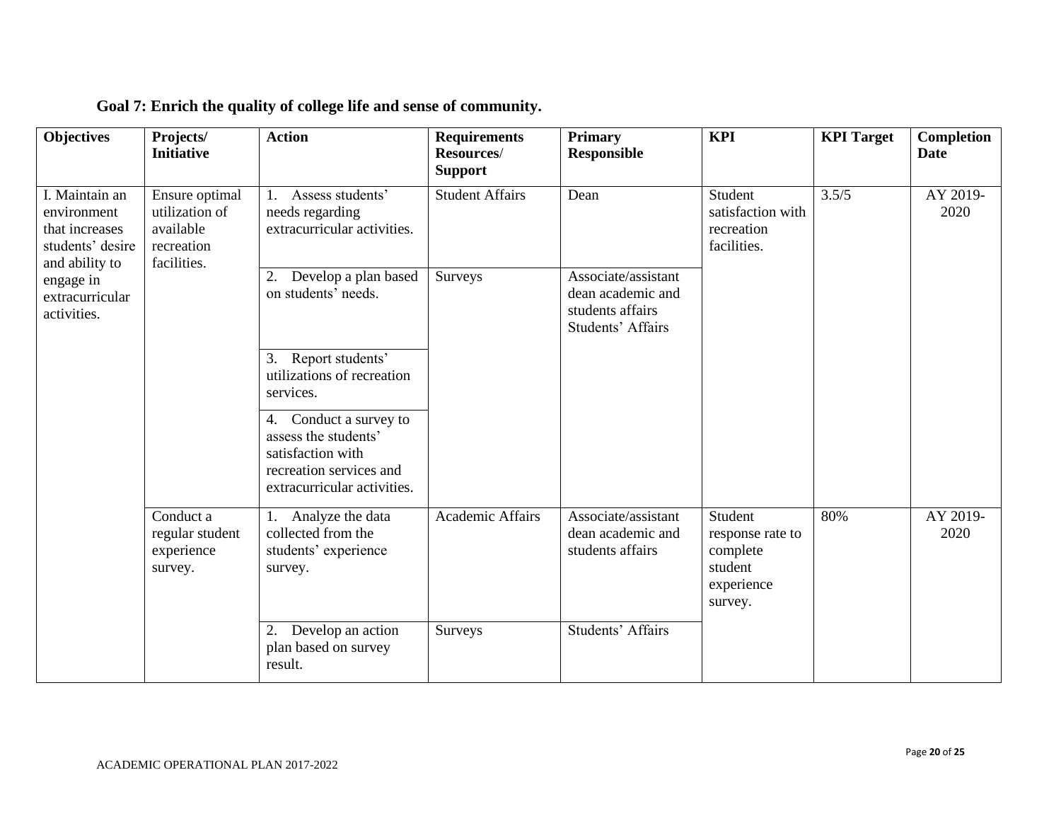**Goal 7: Enrich the quality of college life and sense of community.**

| Objectives | Projects/ Initiative | Action | Requirements Resources/ Support | Primary Responsible | KPI | KPI Target | Completion Date |
|---|---|---|---|---|---|---|---|
| I. Maintain an environment that increases students' desire and ability to engage in extracurricular activities. | Ensure optimal utilization of available recreation facilities. | 1. Assess students' needs regarding extracurricular activities. | Student Affairs | Dean | Student satisfaction with recreation facilities. | 3.5/5 | AY 2019-2020 |
| | | 2. Develop a plan based on students' needs. | Surveys | Associate/assistant dean academic and students affairs Students' Affairs | | | |
| | | 3. Report students' utilizations of recreation services. | | | | | |
| | | 4. Conduct a survey to assess the students' satisfaction with recreation services and extracurricular activities. | | | | | |
| | Conduct a regular student experience survey. | 1. Analyze the data collected from the students' experience survey. | Academic Affairs | Associate/assistant dean academic and students affairs | Student response rate to complete student experience survey. | 80% | AY 2019-2020 |
| | | 2. Develop an action plan based on survey result. | Surveys | Students' Affairs | | | |

ACADEMIC OPERATIONAL PLAN 2017-2022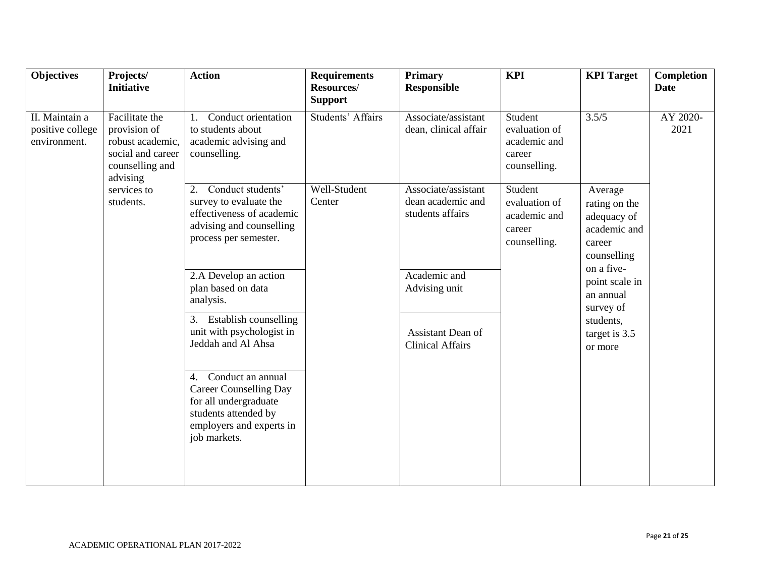| Objectives | Projects/ Initiative | Action | Requirements Resources/ Support | Primary Responsible | KPI | KPI Target | Completion Date |
|---|---|---|---|---|---|---|---|
| II. Maintain a positive college environment. | Facilitate the provision of robust academic, social and career counselling and advising services to students. | 1. Conduct orientation to students about academic advising and counselling. | Students' Affairs | Associate/assistant dean, clinical affair | Student evaluation of academic and career counselling. | 3.5/5 | AY 2020-2021 |
| | | 2. Conduct students' survey to evaluate the effectiveness of academic advising and counselling process per semester. | Well-Student Center | Associate/assistant dean academic and students affairs | Student evaluation of academic and career counselling. | Average rating on the adequacy of academic and career counselling on a five-point scale in an annual survey of students, target is 3.5 or more | |
| | | 2.A Develop an action plan based on data analysis. | | Academic and Advising unit | | | |
| | | 3. Establish counselling unit with psychologist in Jeddah and Al Ahsa | | Assistant Dean of Clinical Affairs | | | |
| | | 4. Conduct an annual Career Counselling Day for all undergraduate students attended by employers and experts in job markets. | | | | | |

ACADEMIC OPERATIONAL PLAN 2017-2022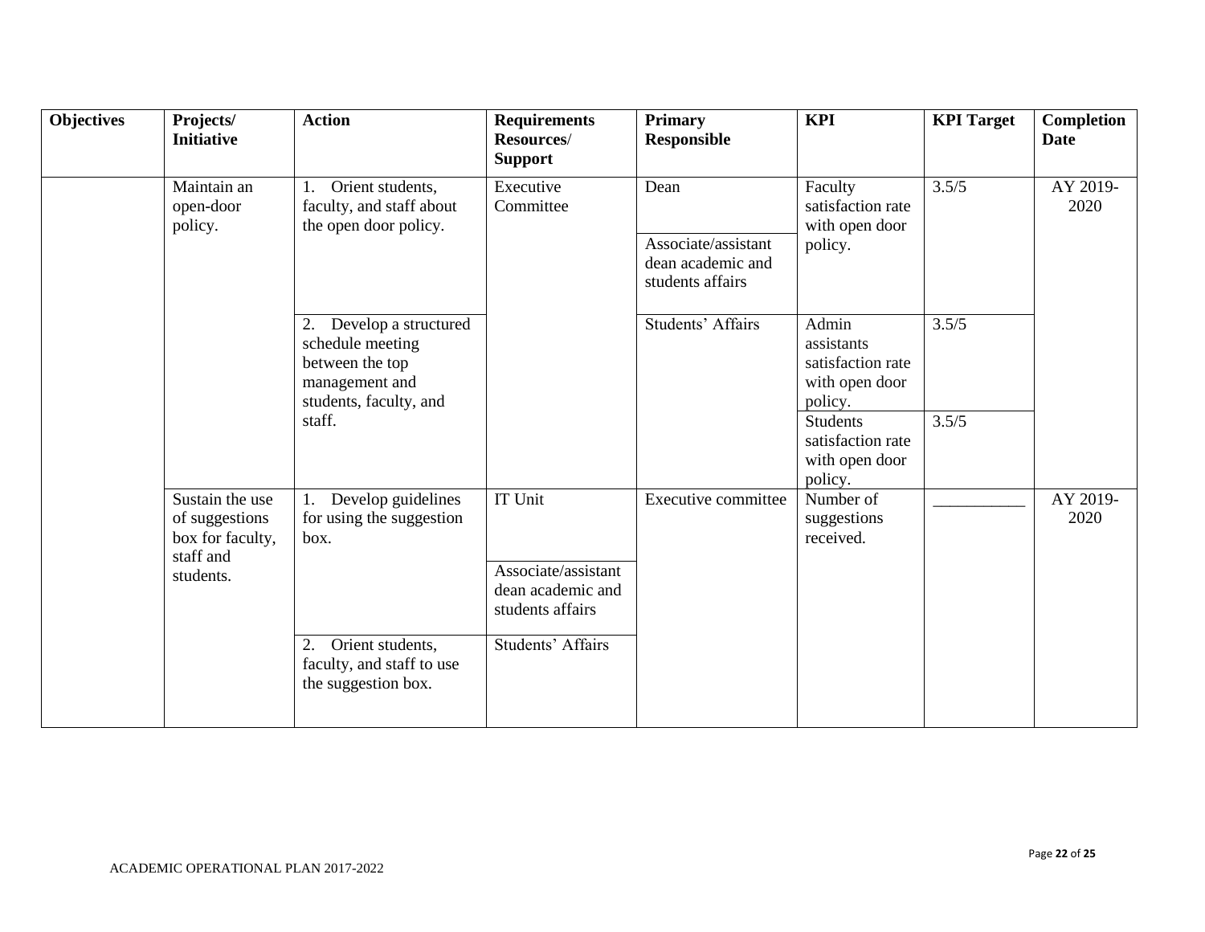| Objectives | Projects/ Initiative | Action | Requirements Resources/ Support | Primary Responsible | KPI | KPI Target | Completion Date |
|---|---|---|---|---|---|---|---|
| | Maintain an open-door policy. | 1. Orient students, faculty, and staff about the open door policy. | Executive Committee | Dean | Faculty satisfaction rate with open door policy. | 3.5/5 | AY 2019-2020 |
| | | | | Associate/assistant dean academic and students affairs | | | |
| | | 2. Develop a structured schedule meeting between the top management and students, faculty, and staff. | | Students' Affairs | Admin assistants satisfaction rate with open door policy. | 3.5/5 | |
| | | | | | Students satisfaction rate with open door policy. | 3.5/5 | |
| | Sustain the use of suggestions box for faculty, staff and students. | 1. Develop guidelines for using the suggestion box. | IT Unit | Executive committee | Number of suggestions received. | ___________ | AY 2019-2020 |
| | | | Associate/assistant dean academic and students affairs | | | | |
| | | 2. Orient students, faculty, and staff to use the suggestion box. | Students' Affairs | | | | |

ACADEMIC OPERATIONAL PLAN 2017-2022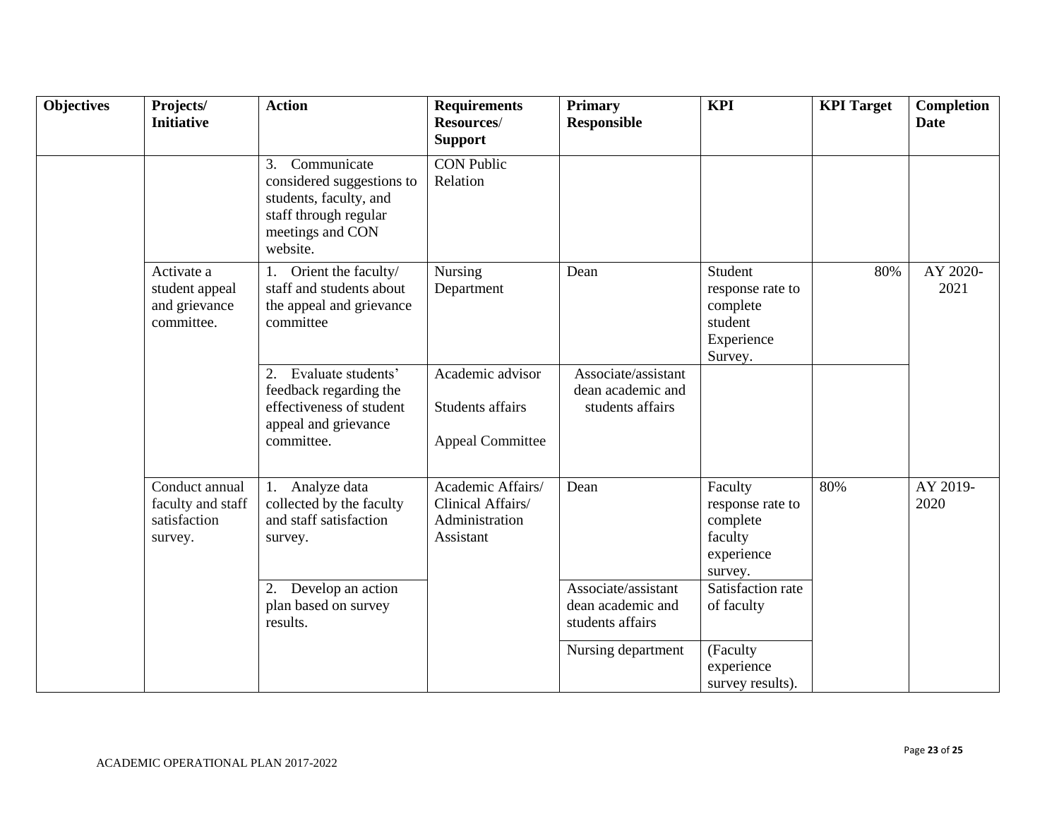| Objectives | Projects/ Initiative | Action | Requirements Resources/ Support | Primary Responsible | KPI | KPI Target | Completion Date |
|---|---|---|---|---|---|---|---|
| | | 3. Communicate considered suggestions to students, faculty, and staff through regular meetings and CON website. | CON Public Relation | | | | |
| | Activate a student appeal and grievance committee. | 1. Orient the faculty/ staff and students about the appeal and grievance committee | Nursing Department | Dean | Student response rate to complete student Experience Survey. | 80% | AY 2020-2021 |
| | | 2. Evaluate students' feedback regarding the effectiveness of student appeal and grievance committee. | Academic advisor<br><br>Students affairs<br><br>Appeal Committee | Associate/assistant dean academic and students affairs | | | |
| | Conduct annual faculty and staff satisfaction survey. | 1. Analyze data collected by the faculty and staff satisfaction survey. | Academic Affairs/ Clinical Affairs/ Administration Assistant | Dean | Faculty response rate to complete faculty experience survey. | 80% | AY 2019-2020 |
| | | 2. Develop an action plan based on survey results. | | Associate/assistant dean academic and students affairs | Satisfaction rate of faculty | | |
| | | | | Nursing department | (Faculty experience survey results). | | |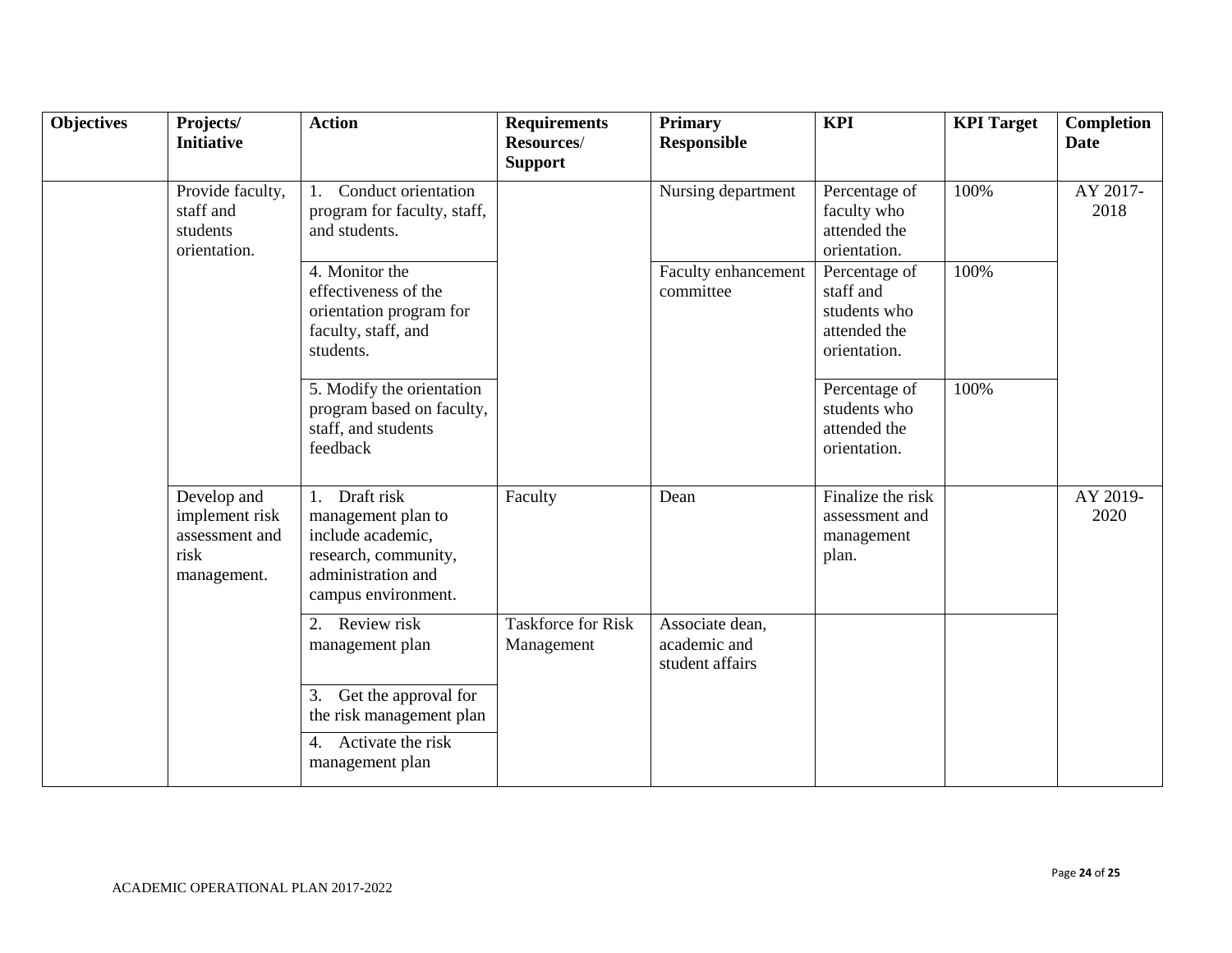| Objectives | Projects/ Initiative | Action | Requirements Resources/ Support | Primary Responsible | KPI | KPI Target | Completion Date |
|---|---|---|---|---|---|---|---|
| | Provide faculty, staff and students orientation. | 1. Conduct orientation program for faculty, staff, and students. | | Nursing department | Percentage of faculty who attended the orientation. | 100% | AY 2017-2018 |
| | | 4. Monitor the effectiveness of the orientation program for faculty, staff, and students. | | Faculty enhancement committee | Percentage of staff and students who attended the orientation. | 100% | |
| | | 5. Modify the orientation program based on faculty, staff, and students feedback | | | Percentage of students who attended the orientation. | 100% | |
| | Develop and implement risk assessment and risk management. | 1. Draft risk management plan to include academic, research, community, administration and campus environment. | Faculty | Dean | Finalize the risk assessment and management plan. | | AY 2019-2020 |
| | | 2. Review risk management plan | Taskforce for Risk Management | Associate dean, academic and student affairs | | | |
| | | 3. Get the approval for the risk management plan | | | | | |
| | | 4. Activate the risk management plan | | | | | |

ACADEMIC OPERATIONAL PLAN 2017-2022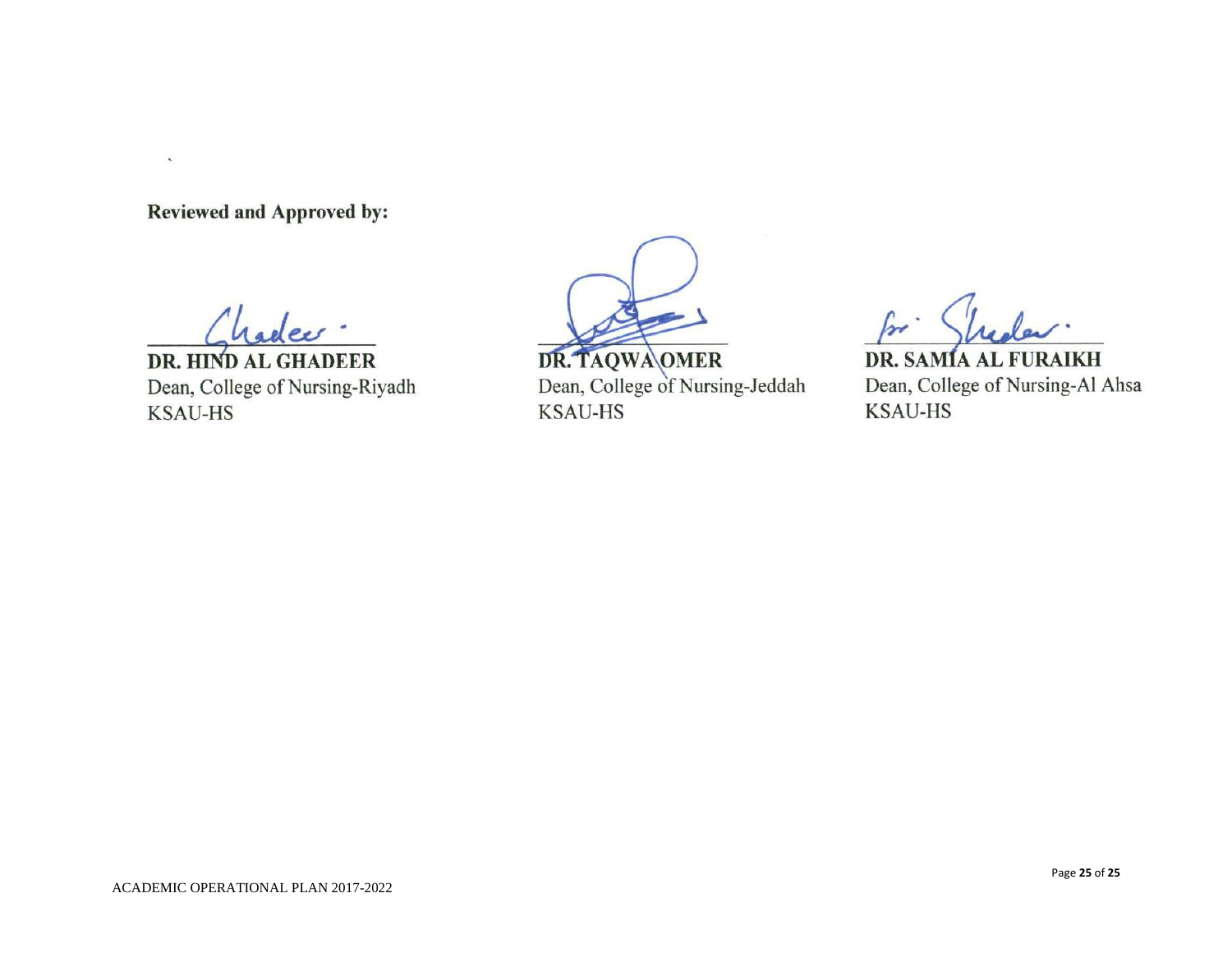**Reviewed and Approved by:**

**DR. HIND AL GHADEER**
Dean, College of Nursing-Riyadh
KSAU-HS

**DR. TAQWA OMER**
Dean, College of Nursing-Jeddah
KSAU-HS

**DR. SAMIA AL FURAIKH**
Dean, College of Nursing-Al Ahsa
KSAU-HS